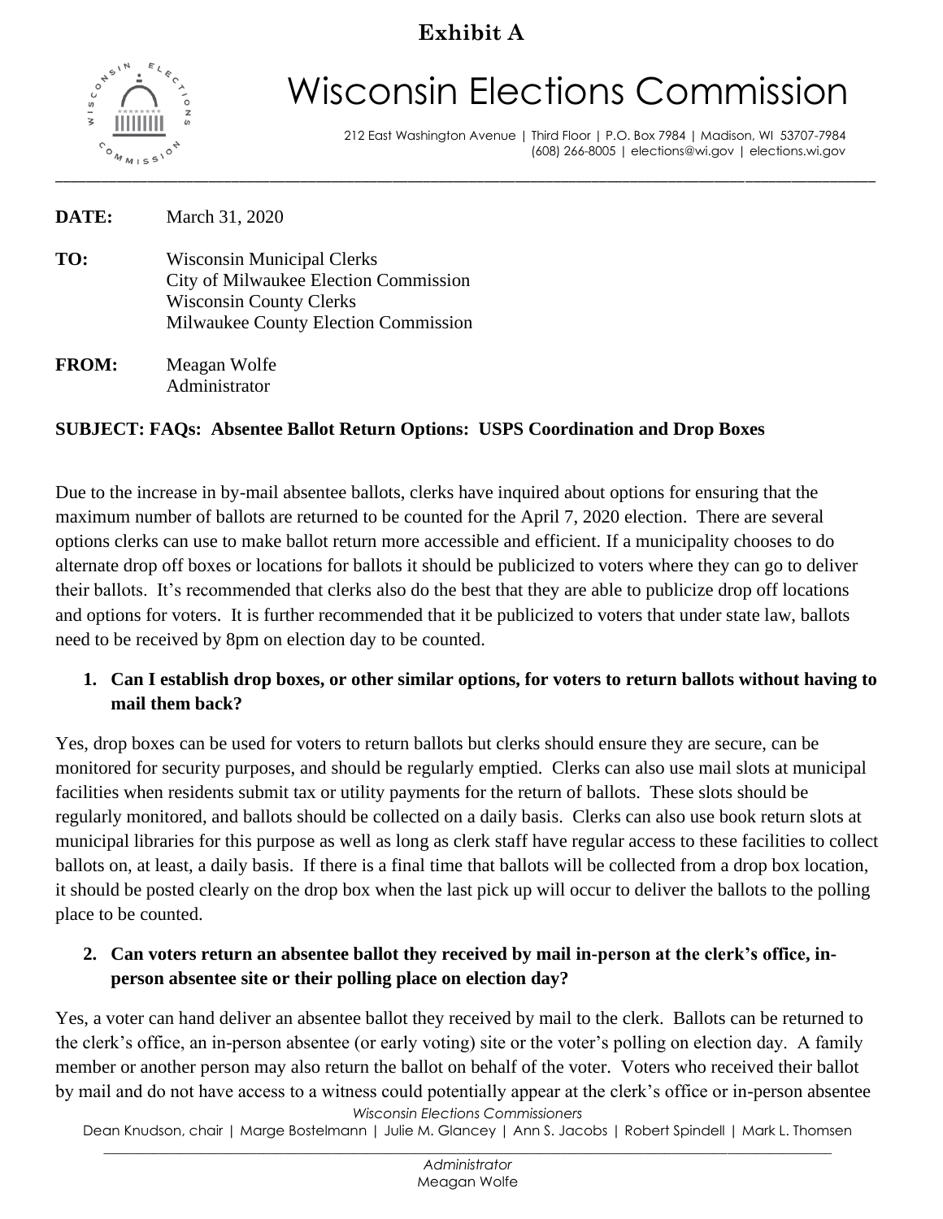**Exhibit A**

# Wisconsin Elections Commission

212 East Washington Avenue | Third Floor | P.O. Box 7984 | Madison, WI 53707-7984
(608) 266-8005 | elections@wi.gov | elections.wi.gov

---

**DATE:** March 31, 2020

**TO:** Wisconsin Municipal Clerks
City of Milwaukee Election Commission
Wisconsin County Clerks
Milwaukee County Election Commission

**FROM:** Meagan Wolfe
Administrator

**SUBJECT: FAQs: Absentee Ballot Return Options: USPS Coordination and Drop Boxes**

Due to the increase in by-mail absentee ballots, clerks have inquired about options for ensuring that the maximum number of ballots are returned to be counted for the April 7, 2020 election. There are several options clerks can use to make ballot return more accessible and efficient. If a municipality chooses to do alternate drop off boxes or locations for ballots it should be publicized to voters where they can go to deliver their ballots. It's recommended that clerks also do the best that they are able to publicize drop off locations and options for voters. It is further recommended that it be publicized to voters that under state law, ballots need to be received by 8pm on election day to be counted.

1. **Can I establish drop boxes, or other similar options, for voters to return ballots without having to mail them back?**

Yes, drop boxes can be used for voters to return ballots but clerks should ensure they are secure, can be monitored for security purposes, and should be regularly emptied. Clerks can also use mail slots at municipal facilities when residents submit tax or utility payments for the return of ballots. These slots should be regularly monitored, and ballots should be collected on a daily basis. Clerks can also use book return slots at municipal libraries for this purpose as well as long as clerk staff have regular access to these facilities to collect ballots on, at least, a daily basis. If there is a final time that ballots will be collected from a drop box location, it should be posted clearly on the drop box when the last pick up will occur to deliver the ballots to the polling place to be counted.

2. **Can voters return an absentee ballot they received by mail in-person at the clerk's office, in-person absentee site or their polling place on election day?**

Yes, a voter can hand deliver an absentee ballot they received by mail to the clerk. Ballots can be returned to the clerk's office, an in-person absentee (or early voting) site or the voter's polling on election day. A family member or another person may also return the ballot on behalf of the voter. Voters who received their ballot by mail and do not have access to a witness could potentially appear at the clerk's office or in-person absentee

*Wisconsin Elections Commissioners*
Dean Knudson, chair | Marge Bostelmann | Julie M. Glancey | Ann S. Jacobs | Robert Spindell | Mark L. Thomsen

*Administrator*
Meagan Wolfe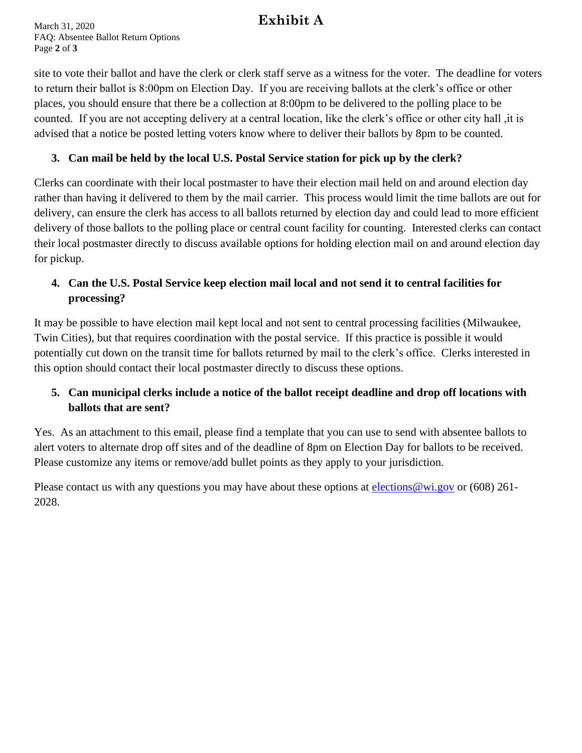site to vote their ballot and have the clerk or clerk staff serve as a witness for the voter. The deadline for voters to return their ballot is 8:00pm on Election Day. If you are receiving ballots at the clerk's office or other places, you should ensure that there be a collection at 8:00pm to be delivered to the polling place to be counted. If you are not accepting delivery at a central location, like the clerk's office or other city hall ,it is advised that a notice be posted letting voters know where to deliver their ballots by 8pm to be counted.

**3. Can mail be held by the local U.S. Postal Service station for pick up by the clerk?**

Clerks can coordinate with their local postmaster to have their election mail held on and around election day rather than having it delivered to them by the mail carrier. This process would limit the time ballots are out for delivery, can ensure the clerk has access to all ballots returned by election day and could lead to more efficient delivery of those ballots to the polling place or central count facility for counting. Interested clerks can contact their local postmaster directly to discuss available options for holding election mail on and around election day for pickup.

**4. Can the U.S. Postal Service keep election mail local and not send it to central facilities for processing?**

It may be possible to have election mail kept local and not sent to central processing facilities (Milwaukee, Twin Cities), but that requires coordination with the postal service. If this practice is possible it would potentially cut down on the transit time for ballots returned by mail to the clerk's office. Clerks interested in this option should contact their local postmaster directly to discuss these options.

**5. Can municipal clerks include a notice of the ballot receipt deadline and drop off locations with ballots that are sent?**

Yes. As an attachment to this email, please find a template that you can use to send with absentee ballots to alert voters to alternate drop off sites and of the deadline of 8pm on Election Day for ballots to be received. Please customize any items or remove/add bullet points as they apply to your jurisdiction.

Please contact us with any questions you may have about these options at [elections@wi.gov](mailto:elections@wi.gov) or (608) 261-2028.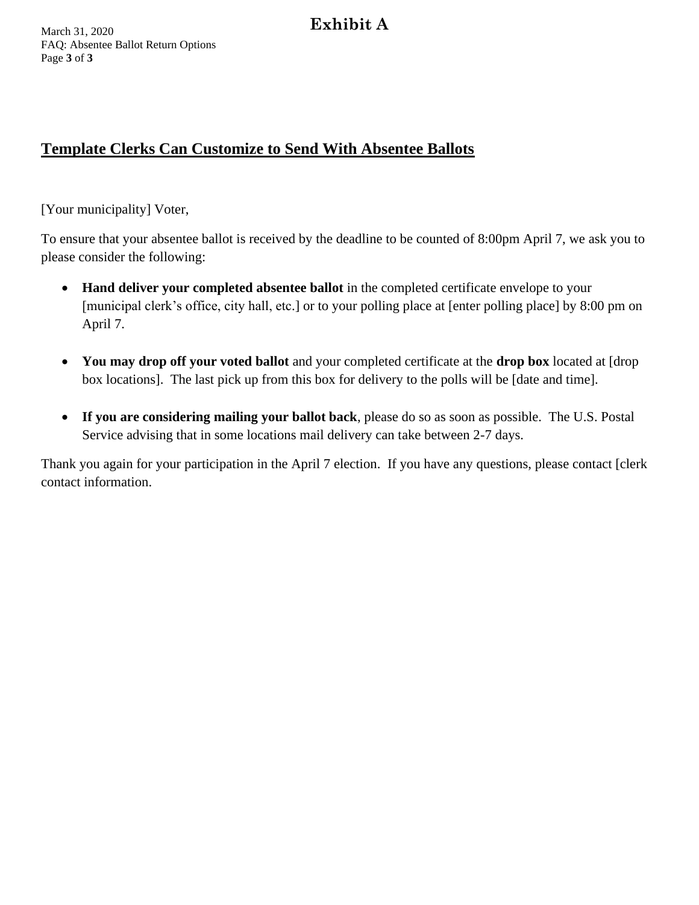**Exhibit A**

## Template Clerks Can Customize to Send With Absentee Ballots

[Your municipality] Voter,

To ensure that your absentee ballot is received by the deadline to be counted of 8:00pm April 7, we ask you to please consider the following:

- **Hand deliver your completed absentee ballot** in the completed certificate envelope to your [municipal clerk's office, city hall, etc.] or to your polling place at [enter polling place] by 8:00 pm on April 7.

- **You may drop off your voted ballot** and your completed certificate at the **drop box** located at [drop box locations]. The last pick up from this box for delivery to the polls will be [date and time].

- **If you are considering mailing your ballot back**, please do so as soon as possible. The U.S. Postal Service advising that in some locations mail delivery can take between 2-7 days.

Thank you again for your participation in the April 7 election. If you have any questions, please contact [clerk contact information.